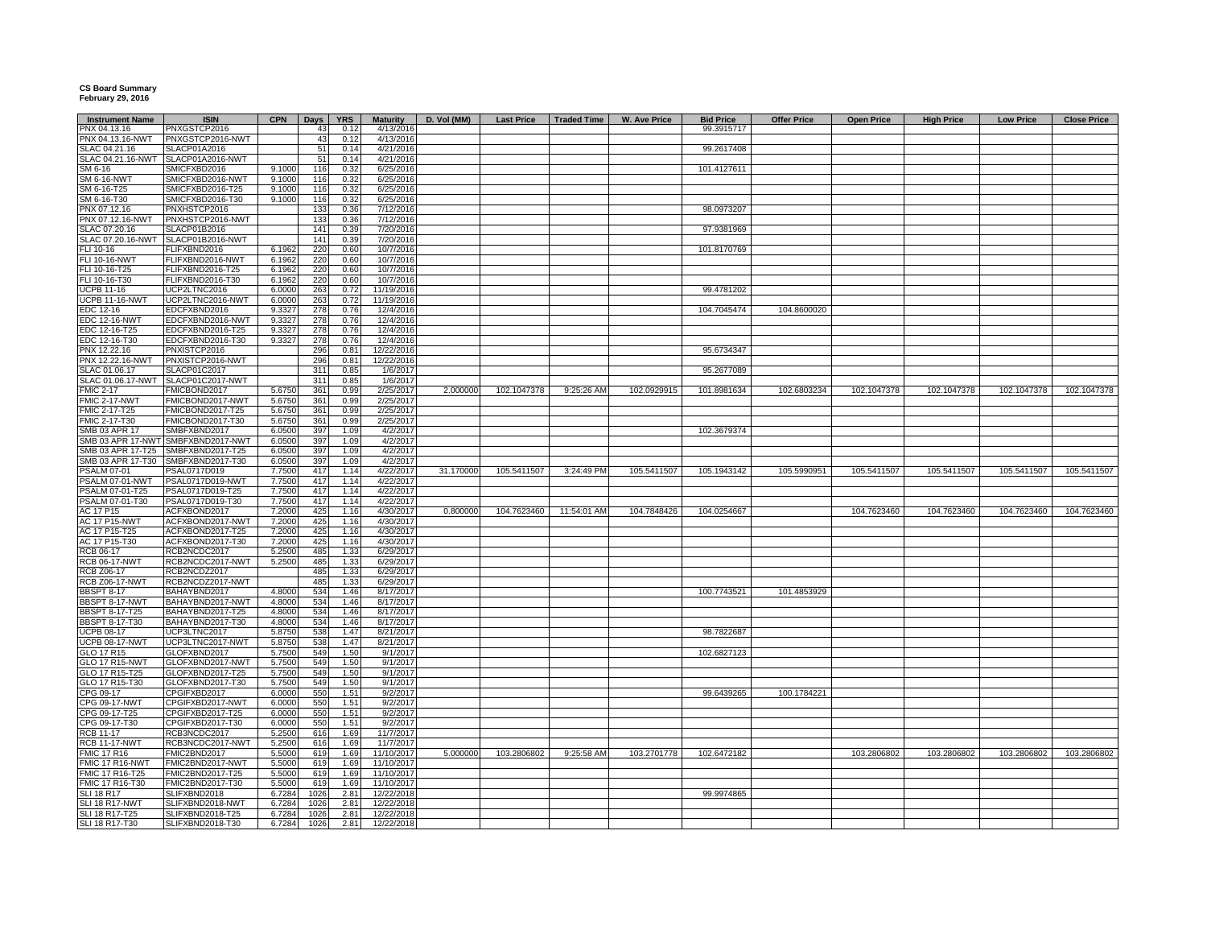**CS Board Summary**
**February 29, 2016**

| Instrument Name | ISIN | CPN | Days | YRS | Maturity | D. Vol (MM) | Last Price | Traded Time | W. Ave Price | Bid Price | Offer Price | Open Price | High Price | Low Price | Close Price |
|---|---|---|---|---|---|---|---|---|---|---|---|---|---|---|---|
| PNX 04.13.16 | PNXGSTCP2016 | | 43 | 0.12 | 4/13/2016 | | | | | 99.3915717 | | | | | |
| PNX 04.13.16-NWT | PNXGSTCP2016-NWT | | 43 | 0.12 | 4/13/2016 | | | | | | | | | | |
| SLAC 04.21.16 | SLACP01A2016 | | 51 | 0.14 | 4/21/2016 | | | | | 99.2617408 | | | | | |
| SLAC 04.21.16-NWT | SLACP01A2016-NWT | | 51 | 0.14 | 4/21/2016 | | | | | | | | | | |
| SM 6-16 | SMICFXBD2016 | 9.1000 | 116 | 0.32 | 6/25/2016 | | | | | 101.4127611 | | | | | |
| SM 6-16-NWT | SMICFXBD2016-NWT | 9.1000 | 116 | 0.32 | 6/25/2016 | | | | | | | | | | |
| SM 6-16-T25 | SMICFXBD2016-T25 | 9.1000 | 116 | 0.32 | 6/25/2016 | | | | | | | | | | |
| SM 6-16-T30 | SMICFXBD2016-T30 | 9.1000 | 116 | 0.32 | 6/25/2016 | | | | | | | | | | |
| PNX 07.12.16 | PNXHSTCP2016 | | 133 | 0.36 | 7/12/2016 | | | | | 98.0973207 | | | | | |
| PNX 07.12.16-NWT | PNXHSTCP2016-NWT | | 133 | 0.36 | 7/12/2016 | | | | | | | | | | |
| SLAC 07.20.16 | SLACP01B2016 | | 141 | 0.39 | 7/20/2016 | | | | | 97.9381969 | | | | | |
| SLAC 07.20.16-NWT | SLACP01B2016-NWT | | 141 | 0.39 | 7/20/2016 | | | | | | | | | | |
| FLI 10-16 | FLIFXBND2016 | 6.1962 | 220 | 0.60 | 10/7/2016 | | | | | 101.8170769 | | | | | |
| FLI 10-16-NWT | FLIFXBND2016-NWT | 6.1962 | 220 | 0.60 | 10/7/2016 | | | | | | | | | | |
| FLI 10-16-T25 | FLIFXBND2016-T25 | 6.1962 | 220 | 0.60 | 10/7/2016 | | | | | | | | | | |
| FLI 10-16-T30 | FLIFXBND2016-T30 | 6.1962 | 220 | 0.60 | 10/7/2016 | | | | | | | | | | |
| UCPB 11-16 | UCP2LTNC2016 | 6.0000 | 263 | 0.72 | 11/19/2016 | | | | | 99.4781202 | | | | | |
| UCPB 11-16-NWT | UCP2LTNC2016-NWT | 6.0000 | 263 | 0.72 | 11/19/2016 | | | | | | | | | | |
| EDC 12-16 | EDCFXBND2016 | 9.3327 | 278 | 0.76 | 12/4/2016 | | | | | 104.7045474 | 104.8600020 | | | | |
| EDC 12-16-NWT | EDCFXBND2016-NWT | 9.3327 | 278 | 0.76 | 12/4/2016 | | | | | | | | | | |
| EDC 12-16-T25 | EDCFXBND2016-T25 | 9.3327 | 278 | 0.76 | 12/4/2016 | | | | | | | | | | |
| EDC 12-16-T30 | EDCFXBND2016-T30 | 9.3327 | 278 | 0.76 | 12/4/2016 | | | | | | | | | | |
| PNX 12.22.16 | PNXISTCP2016 | | 296 | 0.81 | 12/22/2016 | | | | | 95.6734347 | | | | | |
| PNX 12.22.16-NWT | PNXISTCP2016-NWT | | 296 | 0.81 | 12/22/2016 | | | | | | | | | | |
| SLAC 01.06.17 | SLACP01C2017 | | 311 | 0.85 | 1/6/2017 | | | | | 95.2677089 | | | | | |
| SLAC 01.06.17-NWT | SLACP01C2017-NWT | | 311 | 0.85 | 1/6/2017 | | | | | | | | | | |
| FMIC 2-17 | FMICBOND2017 | 5.6750 | 361 | 0.99 | 2/25/2017 | 2.000000 | 102.1047378 | 9:25:26 AM | 102.0929915 | 101.8981634 | 102.6803234 | 102.1047378 | 102.1047378 | 102.1047378 | 102.1047378 |
| FMIC 2-17-NWT | FMICBOND2017-NWT | 5.6750 | 361 | 0.99 | 2/25/2017 | | | | | | | | | | |
| FMIC 2-17-T25 | FMICBOND2017-T25 | 5.6750 | 361 | 0.99 | 2/25/2017 | | | | | | | | | | |
| FMIC 2-17-T30 | FMICBOND2017-T30 | 5.6750 | 361 | 0.99 | 2/25/2017 | | | | | | | | | | |
| SMB 03 APR 17 | SMBFXBND2017 | 6.0500 | 397 | 1.09 | 4/2/2017 | | | | | 102.3679374 | | | | | |
| SMB 03 APR 17-NWT | SMBFXBND2017-NWT | 6.0500 | 397 | 1.09 | 4/2/2017 | | | | | | | | | | |
| SMB 03 APR 17-T25 | SMBFXBND2017-T25 | 6.0500 | 397 | 1.09 | 4/2/2017 | | | | | | | | | | |
| SMB 03 APR 17-T30 | SMBFXBND2017-T30 | 6.0500 | 397 | 1.09 | 4/2/2017 | | | | | | | | | | |
| PSALM 07-01 | PSAL0717D019 | 7.7500 | 417 | 1.14 | 4/22/2017 | 31.170000 | 105.5411507 | 3:24:49 PM | 105.5411507 | 105.1943142 | 105.5990951 | 105.5411507 | 105.5411507 | 105.5411507 | 105.5411507 |
| PSALM 07-01-NWT | PSAL0717D019-NWT | 7.7500 | 417 | 1.14 | 4/22/2017 | | | | | | | | | | |
| PSALM 07-01-T25 | PSAL0717D019-T25 | 7.7500 | 417 | 1.14 | 4/22/2017 | | | | | | | | | | |
| PSALM 07-01-T30 | PSAL0717D019-T30 | 7.7500 | 417 | 1.14 | 4/22/2017 | | | | | | | | | | |
| AC 17 P15 | ACFXBOND2017 | 7.2000 | 425 | 1.16 | 4/30/2017 | 0.800000 | 104.7623460 | 11:54:01 AM | 104.7848426 | 104.0254667 | | 104.7623460 | 104.7623460 | 104.7623460 | 104.7623460 |
| AC 17 P15-NWT | ACFXBOND2017-NWT | 7.2000 | 425 | 1.16 | 4/30/2017 | | | | | | | | | | |
| AC 17 P15-T25 | ACFXBOND2017-T25 | 7.2000 | 425 | 1.16 | 4/30/2017 | | | | | | | | | | |
| AC 17 P15-T30 | ACFXBOND2017-T30 | 7.2000 | 425 | 1.16 | 4/30/2017 | | | | | | | | | | |
| RCB 06-17 | RCB2NCDC2017 | 5.2500 | 485 | 1.33 | 6/29/2017 | | | | | | | | | | |
| RCB 06-17-NWT | RCB2NCDC2017-NWT | 5.2500 | 485 | 1.33 | 6/29/2017 | | | | | | | | | | |
| RCB Z06-17 | RCB2NCDZ2017 | | 485 | 1.33 | 6/29/2017 | | | | | | | | | | |
| RCB Z06-17-NWT | RCB2NCDZ2017-NWT | | 485 | 1.33 | 6/29/2017 | | | | | | | | | | |
| BBSPT 8-17 | BAHAYBND2017 | 4.8000 | 534 | 1.46 | 8/17/2017 | | | | | 100.7743521 | 101.4853929 | | | | |
| BBSPT 8-17-NWT | BAHAYBND2017-NWT | 4.8000 | 534 | 1.46 | 8/17/2017 | | | | | | | | | | |
| BBSPT 8-17-T25 | BAHAYBND2017-T25 | 4.8000 | 534 | 1.46 | 8/17/2017 | | | | | | | | | | |
| BBSPT 8-17-T30 | BAHAYBND2017-T30 | 4.8000 | 534 | 1.46 | 8/17/2017 | | | | | | | | | | |
| UCPB 08-17 | UCP3LTNC2017 | 5.8750 | 538 | 1.47 | 8/21/2017 | | | | | 98.7822687 | | | | | |
| UCPB 08-17-NWT | UCP3LTNC2017-NWT | 5.8750 | 538 | 1.47 | 8/21/2017 | | | | | | | | | | |
| GLO 17 R15 | GLOFXBND2017 | 5.7500 | 549 | 1.50 | 9/1/2017 | | | | | 102.6827123 | | | | | |
| GLO 17 R15-NWT | GLOFXBND2017-NWT | 5.7500 | 549 | 1.50 | 9/1/2017 | | | | | | | | | | |
| GLO 17 R15-T25 | GLOFXBND2017-T25 | 5.7500 | 549 | 1.50 | 9/1/2017 | | | | | | | | | | |
| GLO 17 R15-T30 | GLOFXBND2017-T30 | 5.7500 | 549 | 1.50 | 9/1/2017 | | | | | | | | | | |
| CPG 09-17 | CPGIFXBD2017 | 6.0000 | 550 | 1.51 | 9/2/2017 | | | | | 99.6439265 | 100.1784221 | | | | |
| CPG 09-17-NWT | CPGIFXBD2017-NWT | 6.0000 | 550 | 1.51 | 9/2/2017 | | | | | | | | | | |
| CPG 09-17-T25 | CPGIFXBD2017-T25 | 6.0000 | 550 | 1.51 | 9/2/2017 | | | | | | | | | | |
| CPG 09-17-T30 | CPGIFXBD2017-T30 | 6.0000 | 550 | 1.51 | 9/2/2017 | | | | | | | | | | |
| RCB 11-17 | RCB3NCDC2017 | 5.2500 | 616 | 1.69 | 11/7/2017 | | | | | | | | | | |
| RCB 11-17-NWT | RCB3NCDC2017-NWT | 5.2500 | 616 | 1.69 | 11/7/2017 | | | | | | | | | | |
| FMIC 17 R16 | FMIC2BND2017 | 5.5000 | 619 | 1.69 | 11/10/2017 | 5.000000 | 103.2806802 | 9:25:58 AM | 103.2701778 | 102.6472182 | | 103.2806802 | 103.2806802 | 103.2806802 | 103.2806802 |
| FMIC 17 R16-NWT | FMIC2BND2017-NWT | 5.5000 | 619 | 1.69 | 11/10/2017 | | | | | | | | | | |
| FMIC 17 R16-T25 | FMIC2BND2017-T25 | 5.5000 | 619 | 1.69 | 11/10/2017 | | | | | | | | | | |
| FMIC 17 R16-T30 | FMIC2BND2017-T30 | 5.5000 | 619 | 1.69 | 11/10/2017 | | | | | | | | | | |
| SLI 18 R17 | SLIFXBND2018 | 6.7284 | 1026 | 2.81 | 12/22/2018 | | | | | 99.9974865 | | | | | |
| SLI 18 R17-NWT | SLIFXBND2018-NWT | 6.7284 | 1026 | 2.81 | 12/22/2018 | | | | | | | | | | |
| SLI 18 R17-T25 | SLIFXBND2018-T25 | 6.7284 | 1026 | 2.81 | 12/22/2018 | | | | | | | | | | |
| SLI 18 R17-T30 | SLIFXBND2018-T30 | 6.7284 | 1026 | 2.81 | 12/22/2018 | | | | | | | | | | |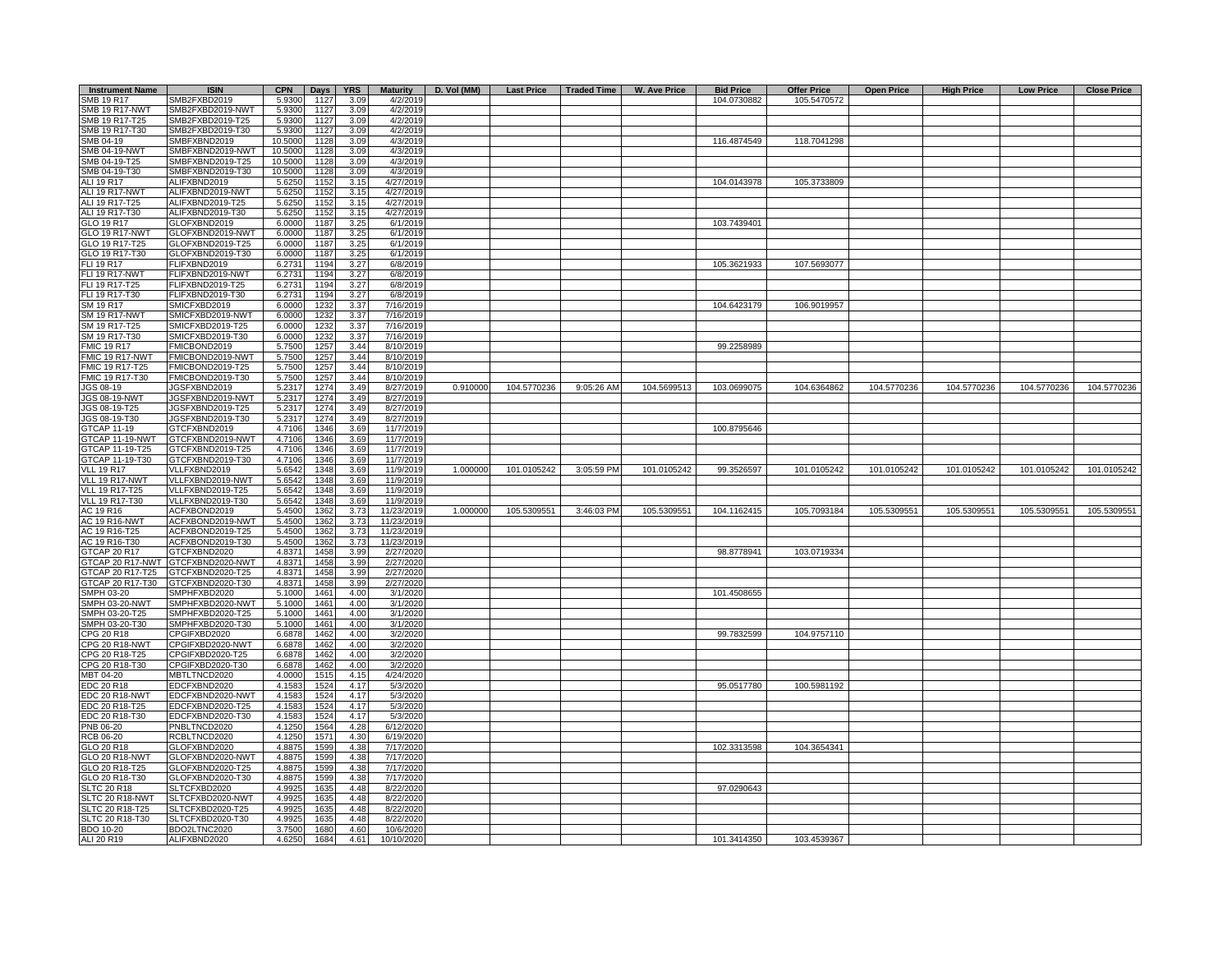| Instrument Name | ISIN | CPN | Days | YRS | Maturity | D. Vol (MM) | Last Price | Traded Time | W. Ave Price | Bid Price | Offer Price | Open Price | High Price | Low Price | Close Price |
|---|---|---|---|---|---|---|---|---|---|---|---|---|---|---|---|
| SMB 19 R17 | SMB2FXBD2019 | 5.9300 | 1127 | 3.09 | 4/2/2019 | | | | | 104.0730882 | 105.5470572 | | | | |
| SMB 19 R17-NWT | SMB2FXBD2019-NWT | 5.9300 | 1127 | 3.09 | 4/2/2019 | | | | | | | | | | |
| SMB 19 R17-T25 | SMB2FXBD2019-T25 | 5.9300 | 1127 | 3.09 | 4/2/2019 | | | | | | | | | | |
| SMB 19 R17-T30 | SMB2FXBD2019-T30 | 5.9300 | 1127 | 3.09 | 4/2/2019 | | | | | | | | | | |
| SMB 04-19 | SMBFXBND2019 | 10.5000 | 1128 | 3.09 | 4/3/2019 | | | | | 116.4874549 | 118.7041298 | | | | |
| SMB 04-19-NWT | SMBFXBND2019-NWT | 10.5000 | 1128 | 3.09 | 4/3/2019 | | | | | | | | | | |
| SMB 04-19-T25 | SMBFXBND2019-T25 | 10.5000 | 1128 | 3.09 | 4/3/2019 | | | | | | | | | | |
| SMB 04-19-T30 | SMBFXBND2019-T30 | 10.5000 | 1128 | 3.09 | 4/3/2019 | | | | | | | | | | |
| ALI 19 R17 | ALIFXBND2019 | 5.6250 | 1152 | 3.15 | 4/27/2019 | | | | | 104.0143978 | 105.3733809 | | | | |
| ALI 19 R17-NWT | ALIFXBND2019-NWT | 5.6250 | 1152 | 3.15 | 4/27/2019 | | | | | | | | | | |
| ALI 19 R17-T25 | ALIFXBND2019-T25 | 5.6250 | 1152 | 3.15 | 4/27/2019 | | | | | | | | | | |
| ALI 19 R17-T30 | ALIFXBND2019-T30 | 5.6250 | 1152 | 3.15 | 4/27/2019 | | | | | | | | | | |
| GLO 19 R17 | GLOFXBND2019 | 6.0000 | 1187 | 3.25 | 6/1/2019 | | | | | 103.7439401 | | | | | |
| GLO 19 R17-NWT | GLOFXBND2019-NWT | 6.0000 | 1187 | 3.25 | 6/1/2019 | | | | | | | | | | |
| GLO 19 R17-T25 | GLOFXBND2019-T25 | 6.0000 | 1187 | 3.25 | 6/1/2019 | | | | | | | | | | |
| GLO 19 R17-T30 | GLOFXBND2019-T30 | 6.0000 | 1187 | 3.25 | 6/1/2019 | | | | | | | | | | |
| FLI 19 R17 | FLIFXBND2019 | 6.2731 | 1194 | 3.27 | 6/8/2019 | | | | | 105.3621933 | 107.5693077 | | | | |
| FLI 19 R17-NWT | FLIFXBND2019-NWT | 6.2731 | 1194 | 3.27 | 6/8/2019 | | | | | | | | | | |
| FLI 19 R17-T25 | FLIFXBND2019-T25 | 6.2731 | 1194 | 3.27 | 6/8/2019 | | | | | | | | | | |
| FLI 19 R17-T30 | FLIFXBND2019-T30 | 6.2731 | 1194 | 3.27 | 6/8/2019 | | | | | | | | | | |
| SM 19 R17 | SMICFXBD2019 | 6.0000 | 1232 | 3.37 | 7/16/2019 | | | | | 104.6423179 | 106.9019957 | | | | |
| SM 19 R17-NWT | SMICFXBD2019-NWT | 6.0000 | 1232 | 3.37 | 7/16/2019 | | | | | | | | | | |
| SM 19 R17-T25 | SMICFXBD2019-T25 | 6.0000 | 1232 | 3.37 | 7/16/2019 | | | | | | | | | | |
| SM 19 R17-T30 | SMICFXBD2019-T30 | 6.0000 | 1232 | 3.37 | 7/16/2019 | | | | | | | | | | |
| FMIC 19 R17 | FMICBOND2019 | 5.7500 | 1257 | 3.44 | 8/10/2019 | | | | | 99.2258989 | | | | | |
| FMIC 19 R17-NWT | FMICBOND2019-NWT | 5.7500 | 1257 | 3.44 | 8/10/2019 | | | | | | | | | | |
| FMIC 19 R17-T25 | FMICBOND2019-T25 | 5.7500 | 1257 | 3.44 | 8/10/2019 | | | | | | | | | | |
| FMIC 19 R17-T30 | FMICBOND2019-T30 | 5.7500 | 1257 | 3.44 | 8/10/2019 | | | | | | | | | | |
| JGS 08-19 | JGSFXBND2019 | 5.2317 | 1274 | 3.49 | 8/27/2019 | 0.910000 | 104.5770236 | 9:05:26 AM | 104.5699513 | 103.0699075 | 104.6364862 | 104.5770236 | 104.5770236 | 104.5770236 | 104.5770236 |
| JGS 08-19-NWT | JGSFXBND2019-NWT | 5.2317 | 1274 | 3.49 | 8/27/2019 | | | | | | | | | | |
| JGS 08-19-T25 | JGSFXBND2019-T25 | 5.2317 | 1274 | 3.49 | 8/27/2019 | | | | | | | | | | |
| JGS 08-19-T30 | JGSFXBND2019-T30 | 5.2317 | 1274 | 3.49 | 8/27/2019 | | | | | | | | | | |
| GTCAP 11-19 | GTCFXBND2019 | 4.7106 | 1346 | 3.69 | 11/7/2019 | | | | | 100.8795646 | | | | | |
| GTCAP 11-19-NWT | GTCFXBND2019-NWT | 4.7106 | 1346 | 3.69 | 11/7/2019 | | | | | | | | | | |
| GTCAP 11-19-T25 | GTCFXBND2019-T25 | 4.7106 | 1346 | 3.69 | 11/7/2019 | | | | | | | | | | |
| GTCAP 11-19-T30 | GTCFXBND2019-T30 | 4.7106 | 1346 | 3.69 | 11/7/2019 | | | | | | | | | | |
| VLL 19 R17 | VLLFXBND2019 | 5.6542 | 1348 | 3.69 | 11/9/2019 | 1.000000 | 101.0105242 | 3:05:59 PM | 101.0105242 | 99.3526597 | 101.0105242 | 101.0105242 | 101.0105242 | 101.0105242 | 101.0105242 |
| VLL 19 R17-NWT | VLLFXBND2019-NWT | 5.6542 | 1348 | 3.69 | 11/9/2019 | | | | | | | | | | |
| VLL 19 R17-T25 | VLLFXBND2019-T25 | 5.6542 | 1348 | 3.69 | 11/9/2019 | | | | | | | | | | |
| VLL 19 R17-T30 | VLLFXBND2019-T30 | 5.6542 | 1348 | 3.69 | 11/9/2019 | | | | | | | | | | |
| AC 19 R16 | ACFXBOND2019 | 5.4500 | 1362 | 3.73 | 11/23/2019 | 1.000000 | 105.5309551 | 3:46:03 PM | 105.5309551 | 104.1162415 | 105.7093184 | 105.5309551 | 105.5309551 | 105.5309551 | 105.5309551 |
| AC 19 R16-NWT | ACFXBOND2019-NWT | 5.4500 | 1362 | 3.73 | 11/23/2019 | | | | | | | | | | |
| AC 19 R16-T25 | ACFXBOND2019-T25 | 5.4500 | 1362 | 3.73 | 11/23/2019 | | | | | | | | | | |
| AC 19 R16-T30 | ACFXBOND2019-T30 | 5.4500 | 1362 | 3.73 | 11/23/2019 | | | | | | | | | | |
| GTCAP 20 R17 | GTCFXBND2020 | 4.8371 | 1458 | 3.99 | 2/27/2020 | | | | | 98.8778941 | 103.0719334 | | | | |
| GTCAP 20 R17-NWT | GTCFXBND2020-NWT | 4.8371 | 1458 | 3.99 | 2/27/2020 | | | | | | | | | | |
| GTCAP 20 R17-T25 | GTCFXBND2020-T25 | 4.8371 | 1458 | 3.99 | 2/27/2020 | | | | | | | | | | |
| GTCAP 20 R17-T30 | GTCFXBND2020-T30 | 4.8371 | 1458 | 3.99 | 2/27/2020 | | | | | | | | | | |
| SMPH 03-20 | SMPHFXBD2020 | 5.1000 | 1461 | 4.00 | 3/1/2020 | | | | | 101.4508655 | | | | | |
| SMPH 03-20-NWT | SMPHFXBD2020-NWT | 5.1000 | 1461 | 4.00 | 3/1/2020 | | | | | | | | | | |
| SMPH 03-20-T25 | SMPHFXBD2020-T25 | 5.1000 | 1461 | 4.00 | 3/1/2020 | | | | | | | | | | |
| SMPH 03-20-T30 | SMPHFXBD2020-T30 | 5.1000 | 1461 | 4.00 | 3/1/2020 | | | | | | | | | | |
| CPG 20 R18 | CPGIFXBD2020 | 6.6878 | 1462 | 4.00 | 3/2/2020 | | | | | 99.7832599 | 104.9757110 | | | | |
| CPG 20 R18-NWT | CPGIFXBD2020-NWT | 6.6878 | 1462 | 4.00 | 3/2/2020 | | | | | | | | | | |
| CPG 20 R18-T25 | CPGIFXBD2020-T25 | 6.6878 | 1462 | 4.00 | 3/2/2020 | | | | | | | | | | |
| CPG 20 R18-T30 | CPGIFXBD2020-T30 | 6.6878 | 1462 | 4.00 | 3/2/2020 | | | | | | | | | | |
| MBT 04-20 | MBTLTNCD2020 | 4.0000 | 1515 | 4.15 | 4/24/2020 | | | | | | | | | | |
| EDC 20 R18 | EDCFXBND2020 | 4.1583 | 1524 | 4.17 | 5/3/2020 | | | | | 95.0517780 | 100.5981192 | | | | |
| EDC 20 R18-NWT | EDCFXBND2020-NWT | 4.1583 | 1524 | 4.17 | 5/3/2020 | | | | | | | | | | |
| EDC 20 R18-T25 | EDCFXBND2020-T25 | 4.1583 | 1524 | 4.17 | 5/3/2020 | | | | | | | | | | |
| EDC 20 R18-T30 | EDCFXBND2020-T30 | 4.1583 | 1524 | 4.17 | 5/3/2020 | | | | | | | | | | |
| PNB 06-20 | PNBLTNCD2020 | 4.1250 | 1564 | 4.28 | 6/12/2020 | | | | | | | | | | |
| RCB 06-20 | RCBLTNCD2020 | 4.1250 | 1571 | 4.30 | 6/19/2020 | | | | | | | | | | |
| GLO 20 R18 | GLOFXBND2020 | 4.8875 | 1599 | 4.38 | 7/17/2020 | | | | | 102.3313598 | 104.3654341 | | | | |
| GLO 20 R18-NWT | GLOFXBND2020-NWT | 4.8875 | 1599 | 4.38 | 7/17/2020 | | | | | | | | | | |
| GLO 20 R18-T25 | GLOFXBND2020-T25 | 4.8875 | 1599 | 4.38 | 7/17/2020 | | | | | | | | | | |
| GLO 20 R18-T30 | GLOFXBND2020-T30 | 4.8875 | 1599 | 4.38 | 7/17/2020 | | | | | | | | | | |
| SLTC 20 R18 | SLTCFXBD2020 | 4.9925 | 1635 | 4.48 | 8/22/2020 | | | | | 97.0290643 | | | | | |
| SLTC 20 R18-NWT | SLTCFXBD2020-NWT | 4.9925 | 1635 | 4.48 | 8/22/2020 | | | | | | | | | | |
| SLTC 20 R18-T25 | SLTCFXBD2020-T25 | 4.9925 | 1635 | 4.48 | 8/22/2020 | | | | | | | | | | |
| SLTC 20 R18-T30 | SLTCFXBD2020-T30 | 4.9925 | 1635 | 4.48 | 8/22/2020 | | | | | | | | | | |
| BDO 10-20 | BDO2LTNC2020 | 3.7500 | 1680 | 4.60 | 10/6/2020 | | | | | | | | | | |
| ALI 20 R19 | ALIFXBND2020 | 4.6250 | 1684 | 4.61 | 10/10/2020 | | | | | 101.3414350 | 103.4539367 | | | | |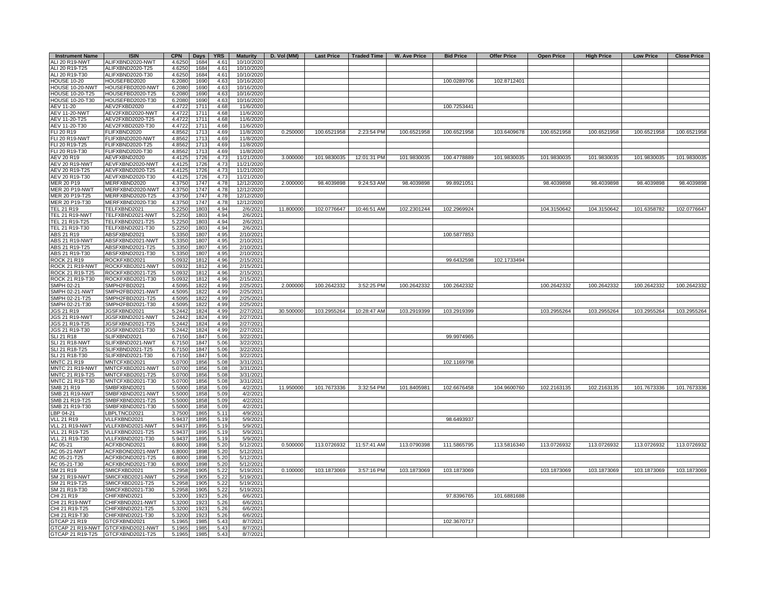| Instrument Name | ISIN | CPN | Days | YRS | Maturity | D. Vol (MM) | Last Price | Traded Time | W. Ave Price | Bid Price | Offer Price | Open Price | High Price | Low Price | Close Price |
|---|---|---|---|---|---|---|---|---|---|---|---|---|---|---|---|
| ALI 20 R19-NWT | ALIFXBND2020-NWT | 4.6250 | 1684 | 4.61 | 10/10/2020 | | | | | | | | | | |
| ALI 20 R19-T25 | ALIFXBND2020-T25 | 4.6250 | 1684 | 4.61 | 10/10/2020 | | | | | | | | | | |
| ALI 20 R19-T30 | ALIFXBND2020-T30 | 4.6250 | 1684 | 4.61 | 10/10/2020 | | | | | | | | | | |
| HOUSE 10-20 | HOUSEFBD2020 | 6.2080 | 1690 | 4.63 | 10/16/2020 | | | | | 100.0289706 | 102.8712401 | | | | |
| HOUSE 10-20-NWT | HOUSEFBD2020-NWT | 6.2080 | 1690 | 4.63 | 10/16/2020 | | | | | | | | | | |
| HOUSE 10-20-T25 | HOUSEFBD2020-T25 | 6.2080 | 1690 | 4.63 | 10/16/2020 | | | | | | | | | | |
| HOUSE 10-20-T30 | HOUSEFBD2020-T30 | 6.2080 | 1690 | 4.63 | 10/16/2020 | | | | | | | | | | |
| AEV 11-20 | AEV2FXBD2020 | 4.4722 | 1711 | 4.68 | 11/6/2020 | | | | | 100.7253441 | | | | | |
| AEV 11-20-NWT | AEV2FXBD2020-NWT | 4.4722 | 1711 | 4.68 | 11/6/2020 | | | | | | | | | | |
| AEV 11-20-T25 | AEV2FXBD2020-T25 | 4.4722 | 1711 | 4.68 | 11/6/2020 | | | | | | | | | | |
| AEV 11-20-T30 | AEV2FXBD2020-T30 | 4.4722 | 1711 | 4.68 | 11/6/2020 | | | | | | | | | | |
| FLI 20 R19 | FLIFXBND2020 | 4.8562 | 1713 | 4.69 | 11/8/2020 | 0.250000 | 100.6521958 | 2:23:54 PM | 100.6521958 | 100.6521958 | 103.6409678 | 100.6521958 | 100.6521958 | 100.6521958 | 100.6521958 |
| FLI 20 R19-NWT | FLIFXBND2020-NWT | 4.8562 | 1713 | 4.69 | 11/8/2020 | | | | | | | | | | |
| FLI 20 R19-T25 | FLIFXBND2020-T25 | 4.8562 | 1713 | 4.69 | 11/8/2020 | | | | | | | | | | |
| FLI 20 R19-T30 | FLIFXBND2020-T30 | 4.8562 | 1713 | 4.69 | 11/8/2020 | | | | | | | | | | |
| AEV 20 R19 | AEVFXBND2020 | 4.4125 | 1726 | 4.73 | 11/21/2020 | 3.000000 | 101.9830035 | 12:01:31 PM | 101.9830035 | 100.4778889 | 101.9830035 | 101.9830035 | 101.9830035 | 101.9830035 | 101.9830035 |
| AEV 20 R19-NWT | AEVFXBND2020-NWT | 4.4125 | 1726 | 4.73 | 11/21/2020 | | | | | | | | | | |
| AEV 20 R19-T25 | AEVFXBND2020-T25 | 4.4125 | 1726 | 4.73 | 11/21/2020 | | | | | | | | | | |
| AEV 20 R19-T30 | AEVFXBND2020-T30 | 4.4125 | 1726 | 4.73 | 11/21/2020 | | | | | | | | | | |
| MER 20 P19 | MERFXBND2020 | 4.3750 | 1747 | 4.78 | 12/12/2020 | 2.000000 | 98.4039898 | 9:24:53 AM | 98.4039898 | 99.8921051 | | 98.4039898 | 98.4039898 | 98.4039898 | 98.4039898 |
| MER 20 P19-NWT | MERFXBND2020-NWT | 4.3750 | 1747 | 4.78 | 12/12/2020 | | | | | | | | | | |
| MER 20 P19-T25 | MERFXBND2020-T25 | 4.3750 | 1747 | 4.78 | 12/12/2020 | | | | | | | | | | |
| MER 20 P19-T30 | MERFXBND2020-T30 | 4.3750 | 1747 | 4.78 | 12/12/2020 | | | | | | | | | | |
| TEL 21 R19 | TELFXBND2021 | 5.2250 | 1803 | 4.94 | 2/6/2021 | 11.800000 | 102.0776647 | 10:46:51 AM | 102.2301244 | 102.2969924 | | 104.3150642 | 104.3150642 | 101.6358782 | 102.0776647 |
| TEL 21 R19-NWT | TELFXBND2021-NWT | 5.2250 | 1803 | 4.94 | 2/6/2021 | | | | | | | | | | |
| TEL 21 R19-T25 | TELFXBND2021-T25 | 5.2250 | 1803 | 4.94 | 2/6/2021 | | | | | | | | | | |
| TEL 21 R19-T30 | TELFXBND2021-T30 | 5.2250 | 1803 | 4.94 | 2/6/2021 | | | | | | | | | | |
| ABS 21 R19 | ABSFXBND2021 | 5.3350 | 1807 | 4.95 | 2/10/2021 | | | | | 100.5877853 | | | | | |
| ABS 21 R19-NWT | ABSFXBND2021-NWT | 5.3350 | 1807 | 4.95 | 2/10/2021 | | | | | | | | | | |
| ABS 21 R19-T25 | ABSFXBND2021-T25 | 5.3350 | 1807 | 4.95 | 2/10/2021 | | | | | | | | | | |
| ABS 21 R19-T30 | ABSFXBND2021-T30 | 5.3350 | 1807 | 4.95 | 2/10/2021 | | | | | | | | | | |
| ROCK 21 R19 | ROCKFXBD2021 | 5.0932 | 1812 | 4.96 | 2/15/2021 | | | | | 99.6432598 | 102.1733494 | | | | |
| ROCK 21 R19-NWT | ROCKFXBD2021-NWT | 5.0932 | 1812 | 4.96 | 2/15/2021 | | | | | | | | | | |
| ROCK 21 R19-T25 | ROCKFXBD2021-T25 | 5.0932 | 1812 | 4.96 | 2/15/2021 | | | | | | | | | | |
| ROCK 21 R19-T30 | ROCKFXBD2021-T30 | 5.0932 | 1812 | 4.96 | 2/15/2021 | | | | | | | | | | |
| SMPH 02-21 | SMPH2FBD2021 | 4.5095 | 1822 | 4.99 | 2/25/2021 | 2.000000 | 100.2642332 | 3:52:25 PM | 100.2642332 | 100.2642332 | | 100.2642332 | 100.2642332 | 100.2642332 | 100.2642332 |
| SMPH 02-21-NWT | SMPH2FBD2021-NWT | 4.5095 | 1822 | 4.99 | 2/25/2021 | | | | | | | | | | |
| SMPH 02-21-T25 | SMPH2FBD2021-T25 | 4.5095 | 1822 | 4.99 | 2/25/2021 | | | | | | | | | | |
| SMPH 02-21-T30 | SMPH2FBD2021-T30 | 4.5095 | 1822 | 4.99 | 2/25/2021 | | | | | | | | | | |
| JGS 21 R19 | JGSFXBND2021 | 5.2442 | 1824 | 4.99 | 2/27/2021 | 30.500000 | 103.2955264 | 10:28:47 AM | 103.2919399 | 103.2919399 | | 103.2955264 | 103.2955264 | 103.2955264 | 103.2955264 |
| JGS 21 R19-NWT | JGSFXBND2021-NWT | 5.2442 | 1824 | 4.99 | 2/27/2021 | | | | | | | | | | |
| JGS 21 R19-T25 | JGSFXBND2021-T25 | 5.2442 | 1824 | 4.99 | 2/27/2021 | | | | | | | | | | |
| JGS 21 R19-T30 | JGSFXBND2021-T30 | 5.2442 | 1824 | 4.99 | 2/27/2021 | | | | | | | | | | |
| SLI 21 R18 | SLIFXBND2021 | 6.7150 | 1847 | 5.06 | 3/22/2021 | | | | | 99.9974965 | | | | | |
| SLI 21 R18-NWT | SLIFXBND2021-NWT | 6.7150 | 1847 | 5.06 | 3/22/2021 | | | | | | | | | | |
| SLI 21 R18-T25 | SLIFXBND2021-T25 | 6.7150 | 1847 | 5.06 | 3/22/2021 | | | | | | | | | | |
| SLI 21 R18-T30 | SLIFXBND2021-T30 | 6.7150 | 1847 | 5.06 | 3/22/2021 | | | | | | | | | | |
| MNTC 21 R19 | MNTCFXBD2021 | 5.0700 | 1856 | 5.08 | 3/31/2021 | | | | | 102.1169798 | | | | | |
| MNTC 21 R19-NWT | MNTCFXBD2021-NWT | 5.0700 | 1856 | 5.08 | 3/31/2021 | | | | | | | | | | |
| MNTC 21 R19-T25 | MNTCFXBD2021-T25 | 5.0700 | 1856 | 5.08 | 3/31/2021 | | | | | | | | | | |
| MNTC 21 R19-T30 | MNTCFXBD2021-T30 | 5.0700 | 1856 | 5.08 | 3/31/2021 | | | | | | | | | | |
| SMB 21 R19 | SMBFXBND2021 | 5.5000 | 1858 | 5.09 | 4/2/2021 | 11.950000 | 101.7673336 | 3:32:54 PM | 101.8405981 | 102.6676458 | 104.9600760 | 102.2163135 | 102.2163135 | 101.7673336 | 101.7673336 |
| SMB 21 R19-NWT | SMBFXBND2021-NWT | 5.5000 | 1858 | 5.09 | 4/2/2021 | | | | | | | | | | |
| SMB 21 R19-T25 | SMBFXBND2021-T25 | 5.5000 | 1858 | 5.09 | 4/2/2021 | | | | | | | | | | |
| SMB 21 R19-T30 | SMBFXBND2021-T30 | 5.5000 | 1858 | 5.09 | 4/2/2021 | | | | | | | | | | |
| LBP 04-21 | LBPLTNCD2021 | 3.7500 | 1865 | 5.11 | 4/9/2021 | | | | | | | | | | |
| VLL 21 R19 | VLLFXBND2021 | 5.9437 | 1895 | 5.19 | 5/9/2021 | | | | | 98.6493937 | | | | | |
| VLL 21 R19-NWT | VLLFXBND2021-NWT | 5.9437 | 1895 | 5.19 | 5/9/2021 | | | | | | | | | | |
| VLL 21 R19-T25 | VLLFXBND2021-T25 | 5.9437 | 1895 | 5.19 | 5/9/2021 | | | | | | | | | | |
| VLL 21 R19-T30 | VLLFXBND2021-T30 | 5.9437 | 1895 | 5.19 | 5/9/2021 | | | | | | | | | | |
| AC 05-21 | ACFXBOND2021 | 6.8000 | 1898 | 5.20 | 5/12/2021 | 0.500000 | 113.0726932 | 11:57:41 AM | 113.0790398 | 111.5865795 | 113.5816340 | 113.0726932 | 113.0726932 | 113.0726932 | 113.0726932 |
| AC 05-21-NWT | ACFXBOND2021-NWT | 6.8000 | 1898 | 5.20 | 5/12/2021 | | | | | | | | | | |
| AC 05-21-T25 | ACFXBOND2021-T25 | 6.8000 | 1898 | 5.20 | 5/12/2021 | | | | | | | | | | |
| AC 05-21-T30 | ACFXBOND2021-T30 | 6.8000 | 1898 | 5.20 | 5/12/2021 | | | | | | | | | | |
| SM 21 R19 | SMICFXBD2021 | 5.2958 | 1905 | 5.22 | 5/19/2021 | 0.100000 | 103.1873069 | 3:57:16 PM | 103.1873069 | 103.1873069 | | 103.1873069 | 103.1873069 | 103.1873069 | 103.1873069 |
| SM 21 R19-NWT | SMICFXBD2021-NWT | 5.2958 | 1905 | 5.22 | 5/19/2021 | | | | | | | | | | |
| SM 21 R19-T25 | SMICFXBD2021-T25 | 5.2958 | 1905 | 5.22 | 5/19/2021 | | | | | | | | | | |
| SM 21 R19-T30 | SMICFXBD2021-T30 | 5.2958 | 1905 | 5.22 | 5/19/2021 | | | | | | | | | | |
| CHI 21 R19 | CHIFXBND2021 | 5.3200 | 1923 | 5.26 | 6/6/2021 | | | | | 97.8396765 | 101.6881688 | | | | |
| CHI 21 R19-NWT | CHIFXBND2021-NWT | 5.3200 | 1923 | 5.26 | 6/6/2021 | | | | | | | | | | |
| CHI 21 R19-T25 | CHIFXBND2021-T25 | 5.3200 | 1923 | 5.26 | 6/6/2021 | | | | | | | | | | |
| CHI 21 R19-T30 | CHIFXBND2021-T30 | 5.3200 | 1923 | 5.26 | 6/6/2021 | | | | | | | | | | |
| GTCAP 21 R19 | GTCFXBND2021 | 5.1965 | 1985 | 5.43 | 8/7/2021 | | | | | 102.3670717 | | | | | |
| GTCAP 21 R19-NWT | GTCFXBND2021-NWT | 5.1965 | 1985 | 5.43 | 8/7/2021 | | | | | | | | | | |
| GTCAP 21 R19-T25 | GTCFXBND2021-T25 | 5.1965 | 1985 | 5.43 | 8/7/2021 | | | | | | | | | | |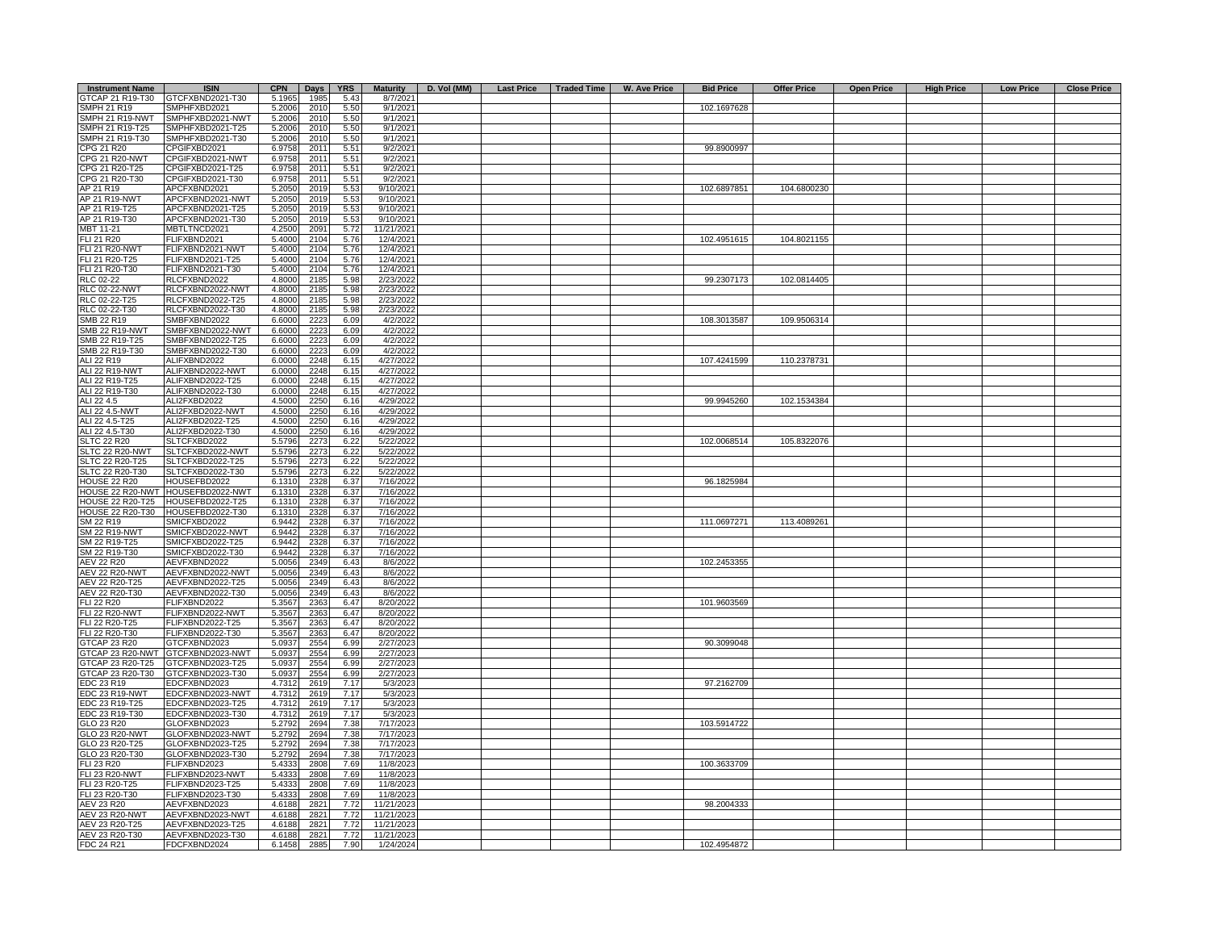| Instrument Name | ISIN | CPN | Days | YRS | Maturity | D. Vol (MM) | Last Price | Traded Time | W. Ave Price | Bid Price | Offer Price | Open Price | High Price | Low Price | Close Price |
|---|---|---|---|---|---|---|---|---|---|---|---|---|---|---|---|
| GTCAP 21 R19-T30 | GTCFXBND2021-T30 | 5.1965 | 1985 | 5.43 | 8/7/2021 | | | | | | | | | | |
| SMPH 21 R19 | SMPHFXBD2021 | 5.2006 | 2010 | 5.50 | 9/1/2021 | | | | | 102.1697628 | | | | | |
| SMPH 21 R19-NWT | SMPHFXBD2021-NWT | 5.2006 | 2010 | 5.50 | 9/1/2021 | | | | | | | | | | |
| SMPH 21 R19-T25 | SMPHFXBD2021-T25 | 5.2006 | 2010 | 5.50 | 9/1/2021 | | | | | | | | | | |
| SMPH 21 R19-T30 | SMPHFXBD2021-T30 | 5.2006 | 2010 | 5.50 | 9/1/2021 | | | | | | | | | | |
| CPG 21 R20 | CPGIFXBD2021 | 6.9758 | 2011 | 5.51 | 9/2/2021 | | | | | 99.8900997 | | | | | |
| CPG 21 R20-NWT | CPGIFXBD2021-NWT | 6.9758 | 2011 | 5.51 | 9/2/2021 | | | | | | | | | | |
| CPG 21 R20-T25 | CPGIFXBD2021-T25 | 6.9758 | 2011 | 5.51 | 9/2/2021 | | | | | | | | | | |
| CPG 21 R20-T30 | CPGIFXBD2021-T30 | 6.9758 | 2011 | 5.51 | 9/2/2021 | | | | | | | | | | |
| AP 21 R19 | APCFXBND2021 | 5.2050 | 2019 | 5.53 | 9/10/2021 | | | | | 102.6897851 | 104.6800230 | | | | |
| AP 21 R19-NWT | APCFXBND2021-NWT | 5.2050 | 2019 | 5.53 | 9/10/2021 | | | | | | | | | | |
| AP 21 R19-T25 | APCFXBND2021-T25 | 5.2050 | 2019 | 5.53 | 9/10/2021 | | | | | | | | | | |
| AP 21 R19-T30 | APCFXBND2021-T30 | 5.2050 | 2019 | 5.53 | 9/10/2021 | | | | | | | | | | |
| MBT 11-21 | MBTLTNCD2021 | 4.2500 | 2091 | 5.72 | 11/21/2021 | | | | | | | | | | |
| FLI 21 R20 | FLIFXBND2021 | 5.4000 | 2104 | 5.76 | 12/4/2021 | | | | | 102.4951615 | 104.8021155 | | | | |
| FLI 21 R20-NWT | FLIFXBND2021-NWT | 5.4000 | 2104 | 5.76 | 12/4/2021 | | | | | | | | | | |
| FLI 21 R20-T25 | FLIFXBND2021-T25 | 5.4000 | 2104 | 5.76 | 12/4/2021 | | | | | | | | | | |
| FLI 21 R20-T30 | FLIFXBND2021-T30 | 5.4000 | 2104 | 5.76 | 12/4/2021 | | | | | | | | | | |
| RLC 02-22 | RLCFXBND2022 | 4.8000 | 2185 | 5.98 | 2/23/2022 | | | | | 99.2307173 | 102.0814405 | | | | |
| RLC 02-22-NWT | RLCFXBND2022-NWT | 4.8000 | 2185 | 5.98 | 2/23/2022 | | | | | | | | | | |
| RLC 02-22-T25 | RLCFXBND2022-T25 | 4.8000 | 2185 | 5.98 | 2/23/2022 | | | | | | | | | | |
| RLC 02-22-T30 | RLCFXBND2022-T30 | 4.8000 | 2185 | 5.98 | 2/23/2022 | | | | | | | | | | |
| SMB 22 R19 | SMBFXBND2022 | 6.6000 | 2223 | 6.09 | 4/2/2022 | | | | | 108.3013587 | 109.9506314 | | | | |
| SMB 22 R19-NWT | SMBFXBND2022-NWT | 6.6000 | 2223 | 6.09 | 4/2/2022 | | | | | | | | | | |
| SMB 22 R19-T25 | SMBFXBND2022-T25 | 6.6000 | 2223 | 6.09 | 4/2/2022 | | | | | | | | | | |
| SMB 22 R19-T30 | SMBFXBND2022-T30 | 6.6000 | 2223 | 6.09 | 4/2/2022 | | | | | | | | | | |
| ALI 22 R19 | ALIFXBND2022 | 6.0000 | 2248 | 6.15 | 4/27/2022 | | | | | 107.4241599 | 110.2378731 | | | | |
| ALI 22 R19-NWT | ALIFXBND2022-NWT | 6.0000 | 2248 | 6.15 | 4/27/2022 | | | | | | | | | | |
| ALI 22 R19-T25 | ALIFXBND2022-T25 | 6.0000 | 2248 | 6.15 | 4/27/2022 | | | | | | | | | | |
| ALI 22 R19-T30 | ALIFXBND2022-T30 | 6.0000 | 2248 | 6.15 | 4/27/2022 | | | | | | | | | | |
| ALI 22 4.5 | ALI2FXBD2022 | 4.5000 | 2250 | 6.16 | 4/29/2022 | | | | | 99.9945260 | 102.1534384 | | | | |
| ALI 22 4.5-NWT | ALI2FXBD2022-NWT | 4.5000 | 2250 | 6.16 | 4/29/2022 | | | | | | | | | | |
| ALI 22 4.5-T25 | ALI2FXBD2022-T25 | 4.5000 | 2250 | 6.16 | 4/29/2022 | | | | | | | | | | |
| ALI 22 4.5-T30 | ALI2FXBD2022-T30 | 4.5000 | 2250 | 6.16 | 4/29/2022 | | | | | | | | | | |
| SLTC 22 R20 | SLTCFXBD2022 | 5.5796 | 2273 | 6.22 | 5/22/2022 | | | | | 102.0068514 | 105.8322076 | | | | |
| SLTC 22 R20-NWT | SLTCFXBD2022-NWT | 5.5796 | 2273 | 6.22 | 5/22/2022 | | | | | | | | | | |
| SLTC 22 R20-T25 | SLTCFXBD2022-T25 | 5.5796 | 2273 | 6.22 | 5/22/2022 | | | | | | | | | | |
| SLTC 22 R20-T30 | SLTCFXBD2022-T30 | 5.5796 | 2273 | 6.22 | 5/22/2022 | | | | | | | | | | |
| HOUSE 22 R20 | HOUSEFBD2022 | 6.1310 | 2328 | 6.37 | 7/16/2022 | | | | | 96.1825984 | | | | | |
| HOUSE 22 R20-NWT | HOUSEFBD2022-NWT | 6.1310 | 2328 | 6.37 | 7/16/2022 | | | | | | | | | | |
| HOUSE 22 R20-T25 | HOUSEFBD2022-T25 | 6.1310 | 2328 | 6.37 | 7/16/2022 | | | | | | | | | | |
| HOUSE 22 R20-T30 | HOUSEFBD2022-T30 | 6.1310 | 2328 | 6.37 | 7/16/2022 | | | | | | | | | | |
| SM 22 R19 | SMICFXBD2022 | 6.9442 | 2328 | 6.37 | 7/16/2022 | | | | | 111.0697271 | 113.4089261 | | | | |
| SM 22 R19-NWT | SMICFXBD2022-NWT | 6.9442 | 2328 | 6.37 | 7/16/2022 | | | | | | | | | | |
| SM 22 R19-T25 | SMICFXBD2022-T25 | 6.9442 | 2328 | 6.37 | 7/16/2022 | | | | | | | | | | |
| SM 22 R19-T30 | SMICFXBD2022-T30 | 6.9442 | 2328 | 6.37 | 7/16/2022 | | | | | | | | | | |
| AEV 22 R20 | AEVFXBND2022 | 5.0056 | 2349 | 6.43 | 8/6/2022 | | | | | 102.2453355 | | | | | |
| AEV 22 R20-NWT | AEVFXBND2022-NWT | 5.0056 | 2349 | 6.43 | 8/6/2022 | | | | | | | | | | |
| AEV 22 R20-T25 | AEVFXBND2022-T25 | 5.0056 | 2349 | 6.43 | 8/6/2022 | | | | | | | | | | |
| AEV 22 R20-T30 | AEVFXBND2022-T30 | 5.0056 | 2349 | 6.43 | 8/6/2022 | | | | | | | | | | |
| FLI 22 R20 | FLIFXBND2022 | 5.3567 | 2363 | 6.47 | 8/20/2022 | | | | | 101.9603569 | | | | | |
| FLI 22 R20-NWT | FLIFXBND2022-NWT | 5.3567 | 2363 | 6.47 | 8/20/2022 | | | | | | | | | | |
| FLI 22 R20-T25 | FLIFXBND2022-T25 | 5.3567 | 2363 | 6.47 | 8/20/2022 | | | | | | | | | | |
| FLI 22 R20-T30 | FLIFXBND2022-T30 | 5.3567 | 2363 | 6.47 | 8/20/2022 | | | | | | | | | | |
| GTCAP 23 R20 | GTCFXBND2023 | 5.0937 | 2554 | 6.99 | 2/27/2023 | | | | | 90.3099048 | | | | | |
| GTCAP 23 R20-NWT | GTCFXBND2023-NWT | 5.0937 | 2554 | 6.99 | 2/27/2023 | | | | | | | | | | |
| GTCAP 23 R20-T25 | GTCFXBND2023-T25 | 5.0937 | 2554 | 6.99 | 2/27/2023 | | | | | | | | | | |
| GTCAP 23 R20-T30 | GTCFXBND2023-T30 | 5.0937 | 2554 | 6.99 | 2/27/2023 | | | | | | | | | | |
| EDC 23 R19 | EDCFXBND2023 | 4.7312 | 2619 | 7.17 | 5/3/2023 | | | | | 97.2162709 | | | | | |
| EDC 23 R19-NWT | EDCFXBND2023-NWT | 4.7312 | 2619 | 7.17 | 5/3/2023 | | | | | | | | | | |
| EDC 23 R19-T25 | EDCFXBND2023-T25 | 4.7312 | 2619 | 7.17 | 5/3/2023 | | | | | | | | | | |
| EDC 23 R19-T30 | EDCFXBND2023-T30 | 4.7312 | 2619 | 7.17 | 5/3/2023 | | | | | | | | | | |
| GLO 23 R20 | GLOFXBND2023 | 5.2792 | 2694 | 7.38 | 7/17/2023 | | | | | 103.5914722 | | | | | |
| GLO 23 R20-NWT | GLOFXBND2023-NWT | 5.2792 | 2694 | 7.38 | 7/17/2023 | | | | | | | | | | |
| GLO 23 R20-T25 | GLOFXBND2023-T25 | 5.2792 | 2694 | 7.38 | 7/17/2023 | | | | | | | | | | |
| GLO 23 R20-T30 | GLOFXBND2023-T30 | 5.2792 | 2694 | 7.38 | 7/17/2023 | | | | | | | | | | |
| FLI 23 R20 | FLIFXBND2023 | 5.4333 | 2808 | 7.69 | 11/8/2023 | | | | | 100.3633709 | | | | | |
| FLI 23 R20-NWT | FLIFXBND2023-NWT | 5.4333 | 2808 | 7.69 | 11/8/2023 | | | | | | | | | | |
| FLI 23 R20-T25 | FLIFXBND2023-T25 | 5.4333 | 2808 | 7.69 | 11/8/2023 | | | | | | | | | | |
| FLI 23 R20-T30 | FLIFXBND2023-T30 | 5.4333 | 2808 | 7.69 | 11/8/2023 | | | | | | | | | | |
| AEV 23 R20 | AEVFXBND2023 | 4.6188 | 2821 | 7.72 | 11/21/2023 | | | | | 98.2004333 | | | | | |
| AEV 23 R20-NWT | AEVFXBND2023-NWT | 4.6188 | 2821 | 7.72 | 11/21/2023 | | | | | | | | | | |
| AEV 23 R20-T25 | AEVFXBND2023-T25 | 4.6188 | 2821 | 7.72 | 11/21/2023 | | | | | | | | | | |
| AEV 23 R20-T30 | AEVFXBND2023-T30 | 4.6188 | 2821 | 7.72 | 11/21/2023 | | | | | | | | | | |
| FDC 24 R21 | FDCFXBND2024 | 6.1458 | 2885 | 7.90 | 1/24/2024 | | | | | 102.4954872 | | | | | |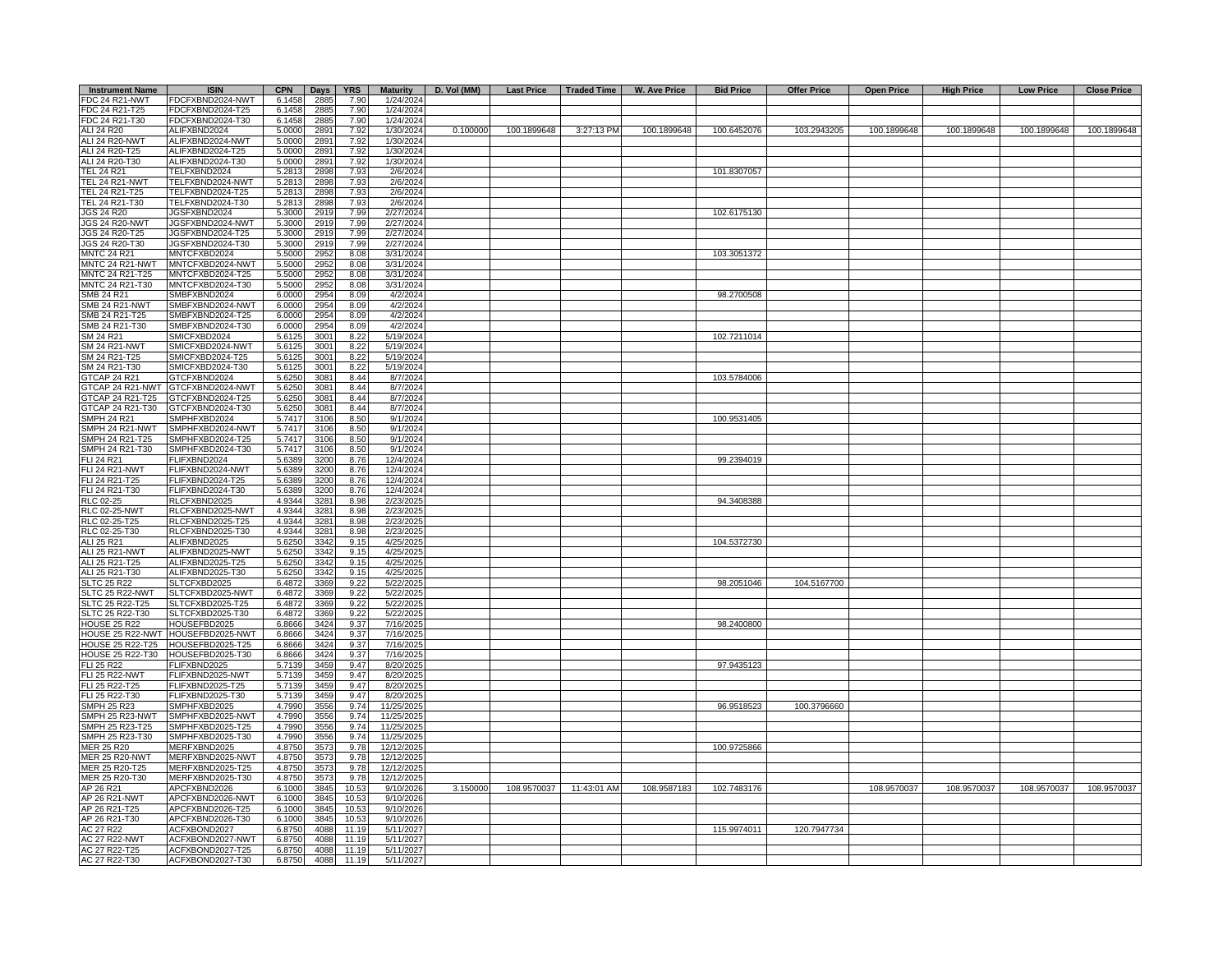| Instrument Name | ISIN | CPN | Days | YRS | Maturity | D. Vol (MM) | Last Price | Traded Time | W. Ave Price | Bid Price | Offer Price | Open Price | High Price | Low Price | Close Price |
|---|---|---|---|---|---|---|---|---|---|---|---|---|---|---|---|
| FDC 24 R21-NWT | FDCFXBND2024-NWT | 6.1458 | 2885 | 7.90 | 1/24/2024 | | | | | | | | | | |
| FDC 24 R21-T25 | FDCFXBND2024-T25 | 6.1458 | 2885 | 7.90 | 1/24/2024 | | | | | | | | | | |
| FDC 24 R21-T30 | FDCFXBND2024-T30 | 6.1458 | 2885 | 7.90 | 1/24/2024 | | | | | | | | | | |
| ALI 24 R20 | ALIFXBND2024 | 5.0000 | 2891 | 7.92 | 1/30/2024 | 0.100000 | 100.1899648 | 3:27:13 PM | 100.1899648 | 100.6452076 | 103.2943205 | 100.1899648 | 100.1899648 | 100.1899648 | 100.1899648 |
| ALI 24 R20-NWT | ALIFXBND2024-NWT | 5.0000 | 2891 | 7.92 | 1/30/2024 | | | | | | | | | | |
| ALI 24 R20-T25 | ALIFXBND2024-T25 | 5.0000 | 2891 | 7.92 | 1/30/2024 | | | | | | | | | | |
| ALI 24 R20-T30 | ALIFXBND2024-T30 | 5.0000 | 2891 | 7.92 | 1/30/2024 | | | | | | | | | | |
| TEL 24 R21 | TELFXBND2024 | 5.2813 | 2898 | 7.93 | 2/6/2024 | | | | | 101.8307057 | | | | | |
| TEL 24 R21-NWT | TELFXBND2024-NWT | 5.2813 | 2898 | 7.93 | 2/6/2024 | | | | | | | | | | |
| TEL 24 R21-T25 | TELFXBND2024-T25 | 5.2813 | 2898 | 7.93 | 2/6/2024 | | | | | | | | | | |
| TEL 24 R21-T30 | TELFXBND2024-T30 | 5.2813 | 2898 | 7.93 | 2/6/2024 | | | | | | | | | | |
| JGS 24 R20 | JGSFXBND2024 | 5.3000 | 2919 | 7.99 | 2/27/2024 | | | | | 102.6175130 | | | | | |
| JGS 24 R20-NWT | JGSFXBND2024-NWT | 5.3000 | 2919 | 7.99 | 2/27/2024 | | | | | | | | | | |
| JGS 24 R20-T25 | JGSFXBND2024-T25 | 5.3000 | 2919 | 7.99 | 2/27/2024 | | | | | | | | | | |
| JGS 24 R20-T30 | JGSFXBND2024-T30 | 5.3000 | 2919 | 7.99 | 2/27/2024 | | | | | | | | | | |
| MNTC 24 R21 | MNTCFXBD2024 | 5.5000 | 2952 | 8.08 | 3/31/2024 | | | | | 103.3051372 | | | | | |
| MNTC 24 R21-NWT | MNTCFXBD2024-NWT | 5.5000 | 2952 | 8.08 | 3/31/2024 | | | | | | | | | | |
| MNTC 24 R21-T25 | MNTCFXBD2024-T25 | 5.5000 | 2952 | 8.08 | 3/31/2024 | | | | | | | | | | |
| MNTC 24 R21-T30 | MNTCFXBD2024-T30 | 5.5000 | 2952 | 8.08 | 3/31/2024 | | | | | | | | | | |
| SMB 24 R21 | SMBFXBND2024 | 6.0000 | 2954 | 8.09 | 4/2/2024 | | | | | 98.2700508 | | | | | |
| SMB 24 R21-NWT | SMBFXBND2024-NWT | 6.0000 | 2954 | 8.09 | 4/2/2024 | | | | | | | | | | |
| SMB 24 R21-T25 | SMBFXBND2024-T25 | 6.0000 | 2954 | 8.09 | 4/2/2024 | | | | | | | | | | |
| SMB 24 R21-T30 | SMBFXBND2024-T30 | 6.0000 | 2954 | 8.09 | 4/2/2024 | | | | | | | | | | |
| SM 24 R21 | SMICFXBD2024 | 5.6125 | 3001 | 8.22 | 5/19/2024 | | | | | 102.7211014 | | | | | |
| SM 24 R21-NWT | SMICFXBD2024-NWT | 5.6125 | 3001 | 8.22 | 5/19/2024 | | | | | | | | | | |
| SM 24 R21-T25 | SMICFXBD2024-T25 | 5.6125 | 3001 | 8.22 | 5/19/2024 | | | | | | | | | | |
| SM 24 R21-T30 | SMICFXBD2024-T30 | 5.6125 | 3001 | 8.22 | 5/19/2024 | | | | | | | | | | |
| GTCAP 24 R21 | GTCFXBND2024 | 5.6250 | 3081 | 8.44 | 8/7/2024 | | | | | 103.5784006 | | | | | |
| GTCAP 24 R21-NWT | GTCFXBND2024-NWT | 5.6250 | 3081 | 8.44 | 8/7/2024 | | | | | | | | | | |
| GTCAP 24 R21-T25 | GTCFXBND2024-T25 | 5.6250 | 3081 | 8.44 | 8/7/2024 | | | | | | | | | | |
| GTCAP 24 R21-T30 | GTCFXBND2024-T30 | 5.6250 | 3081 | 8.44 | 8/7/2024 | | | | | | | | | | |
| SMPH 24 R21 | SMPHFXBD2024 | 5.7417 | 3106 | 8.50 | 9/1/2024 | | | | | 100.9531405 | | | | | |
| SMPH 24 R21-NWT | SMPHFXBD2024-NWT | 5.7417 | 3106 | 8.50 | 9/1/2024 | | | | | | | | | | |
| SMPH 24 R21-T25 | SMPHFXBD2024-T25 | 5.7417 | 3106 | 8.50 | 9/1/2024 | | | | | | | | | | |
| SMPH 24 R21-T30 | SMPHFXBD2024-T30 | 5.7417 | 3106 | 8.50 | 9/1/2024 | | | | | | | | | | |
| FLI 24 R21 | FLIFXBND2024 | 5.6389 | 3200 | 8.76 | 12/4/2024 | | | | | 99.2394019 | | | | | |
| FLI 24 R21-NWT | FLIFXBND2024-NWT | 5.6389 | 3200 | 8.76 | 12/4/2024 | | | | | | | | | | |
| FLI 24 R21-T25 | FLIFXBND2024-T25 | 5.6389 | 3200 | 8.76 | 12/4/2024 | | | | | | | | | | |
| FLI 24 R21-T30 | FLIFXBND2024-T30 | 5.6389 | 3200 | 8.76 | 12/4/2024 | | | | | | | | | | |
| RLC 02-25 | RLCFXBND2025 | 4.9344 | 3281 | 8.98 | 2/23/2025 | | | | | 94.3408388 | | | | | |
| RLC 02-25-NWT | RLCFXBND2025-NWT | 4.9344 | 3281 | 8.98 | 2/23/2025 | | | | | | | | | | |
| RLC 02-25-T25 | RLCFXBND2025-T25 | 4.9344 | 3281 | 8.98 | 2/23/2025 | | | | | | | | | | |
| RLC 02-25-T30 | RLCFXBND2025-T30 | 4.9344 | 3281 | 8.98 | 2/23/2025 | | | | | | | | | | |
| ALI 25 R21 | ALIFXBND2025 | 5.6250 | 3342 | 9.15 | 4/25/2025 | | | | | 104.5372730 | | | | | |
| ALI 25 R21-NWT | ALIFXBND2025-NWT | 5.6250 | 3342 | 9.15 | 4/25/2025 | | | | | | | | | | |
| ALI 25 R21-T25 | ALIFXBND2025-T25 | 5.6250 | 3342 | 9.15 | 4/25/2025 | | | | | | | | | | |
| ALI 25 R21-T30 | ALIFXBND2025-T30 | 5.6250 | 3342 | 9.15 | 4/25/2025 | | | | | | | | | | |
| SLTC 25 R22 | SLTCFXBD2025 | 6.4872 | 3369 | 9.22 | 5/22/2025 | | | | | 98.2051046 | 104.5167700 | | | | |
| SLTC 25 R22-NWT | SLTCFXBD2025-NWT | 6.4872 | 3369 | 9.22 | 5/22/2025 | | | | | | | | | | |
| SLTC 25 R22-T25 | SLTCFXBD2025-T25 | 6.4872 | 3369 | 9.22 | 5/22/2025 | | | | | | | | | | |
| SLTC 25 R22-T30 | SLTCFXBD2025-T30 | 6.4872 | 3369 | 9.22 | 5/22/2025 | | | | | | | | | | |
| HOUSE 25 R22 | HOUSEFBD2025 | 6.8666 | 3424 | 9.37 | 7/16/2025 | | | | | 98.2400800 | | | | | |
| HOUSE 25 R22-NWT | HOUSEFBD2025-NWT | 6.8666 | 3424 | 9.37 | 7/16/2025 | | | | | | | | | | |
| HOUSE 25 R22-T25 | HOUSEFBD2025-T25 | 6.8666 | 3424 | 9.37 | 7/16/2025 | | | | | | | | | | |
| HOUSE 25 R22-T30 | HOUSEFBD2025-T30 | 6.8666 | 3424 | 9.37 | 7/16/2025 | | | | | | | | | | |
| FLI 25 R22 | FLIFXBND2025 | 5.7139 | 3459 | 9.47 | 8/20/2025 | | | | | 97.9435123 | | | | | |
| FLI 25 R22-NWT | FLIFXBND2025-NWT | 5.7139 | 3459 | 9.47 | 8/20/2025 | | | | | | | | | | |
| FLI 25 R22-T25 | FLIFXBND2025-T25 | 5.7139 | 3459 | 9.47 | 8/20/2025 | | | | | | | | | | |
| FLI 25 R22-T30 | FLIFXBND2025-T30 | 5.7139 | 3459 | 9.47 | 8/20/2025 | | | | | | | | | | |
| SMPH 25 R23 | SMPHFXBD2025 | 4.7990 | 3556 | 9.74 | 11/25/2025 | | | | | 96.9518523 | 100.3796660 | | | | |
| SMPH 25 R23-NWT | SMPHFXBD2025-NWT | 4.7990 | 3556 | 9.74 | 11/25/2025 | | | | | | | | | | |
| SMPH 25 R23-T25 | SMPHFXBD2025-T25 | 4.7990 | 3556 | 9.74 | 11/25/2025 | | | | | | | | | | |
| SMPH 25 R23-T30 | SMPHFXBD2025-T30 | 4.7990 | 3556 | 9.74 | 11/25/2025 | | | | | | | | | | |
| MER 25 R20 | MERFXBND2025 | 4.8750 | 3573 | 9.78 | 12/12/2025 | | | | | 100.9725866 | | | | | |
| MER 25 R20-NWT | MERFXBND2025-NWT | 4.8750 | 3573 | 9.78 | 12/12/2025 | | | | | | | | | | |
| MER 25 R20-T25 | MERFXBND2025-T25 | 4.8750 | 3573 | 9.78 | 12/12/2025 | | | | | | | | | | |
| MER 25 R20-T30 | MERFXBND2025-T30 | 4.8750 | 3573 | 9.78 | 12/12/2025 | | | | | | | | | | |
| AP 26 R21 | APCFXBND2026 | 6.1000 | 3845 | 10.53 | 9/10/2026 | 3.150000 | 108.9570037 | 11:43:01 AM | 108.9587183 | 102.7483176 | | 108.9570037 | 108.9570037 | 108.9570037 | 108.9570037 |
| AP 26 R21-NWT | APCFXBND2026-NWT | 6.1000 | 3845 | 10.53 | 9/10/2026 | | | | | | | | | | |
| AP 26 R21-T25 | APCFXBND2026-T25 | 6.1000 | 3845 | 10.53 | 9/10/2026 | | | | | | | | | | |
| AP 26 R21-T30 | APCFXBND2026-T30 | 6.1000 | 3845 | 10.53 | 9/10/2026 | | | | | | | | | | |
| AC 27 R22 | ACFXBOND2027 | 6.8750 | 4088 | 11.19 | 5/11/2027 | | | | | 115.9974011 | 120.7947734 | | | | |
| AC 27 R22-NWT | ACFXBOND2027-NWT | 6.8750 | 4088 | 11.19 | 5/11/2027 | | | | | | | | | | |
| AC 27 R22-T25 | ACFXBOND2027-T25 | 6.8750 | 4088 | 11.19 | 5/11/2027 | | | | | | | | | | |
| AC 27 R22-T30 | ACFXBOND2027-T30 | 6.8750 | 4088 | 11.19 | 5/11/2027 | | | | | | | | | | |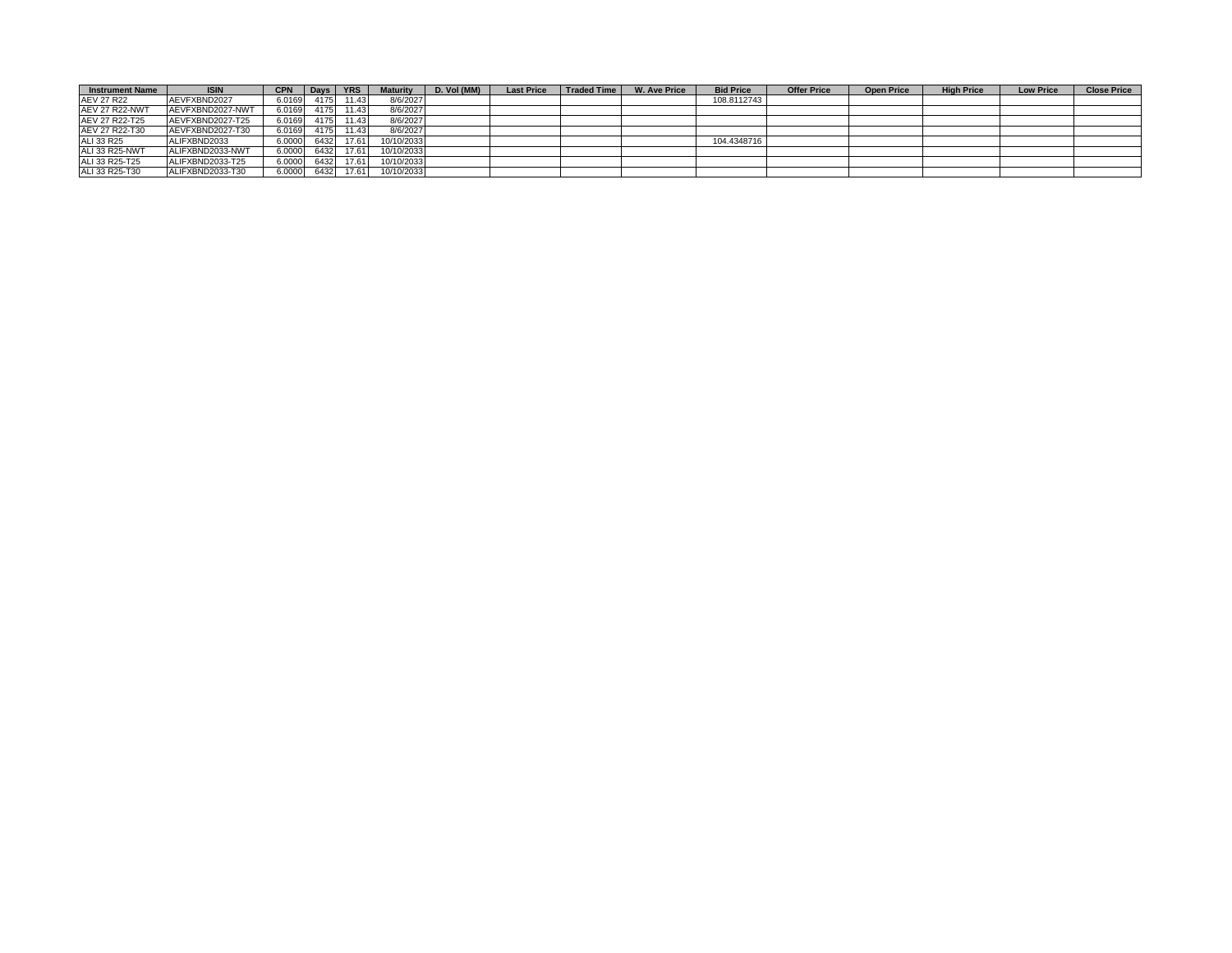| Instrument Name | ISIN | CPN | Days | YRS | Maturity | D. Vol (MM) | Last Price | Traded Time | W. Ave Price | Bid Price | Offer Price | Open Price | High Price | Low Price | Close Price |
|---|---|---|---|---|---|---|---|---|---|---|---|---|---|---|---|
| AEV 27 R22 | AEVFXBND2027 | 6.0169 | 4175 | 11.43 | 8/6/2027 | | | | | 108.8112743 | | | | | |
| AEV 27 R22-NWT | AEVFXBND2027-NWT | 6.0169 | 4175 | 11.43 | 8/6/2027 | | | | | | | | | | |
| AEV 27 R22-T25 | AEVFXBND2027-T25 | 6.0169 | 4175 | 11.43 | 8/6/2027 | | | | | | | | | | |
| AEV 27 R22-T30 | AEVFXBND2027-T30 | 6.0169 | 4175 | 11.43 | 8/6/2027 | | | | | | | | | | |
| ALI 33 R25 | ALIFXBND2033 | 6.0000 | 6432 | 17.61 | 10/10/2033 | | | | | 104.4348716 | | | | | |
| ALI 33 R25-NWT | ALIFXBND2033-NWT | 6.0000 | 6432 | 17.61 | 10/10/2033 | | | | | | | | | | |
| ALI 33 R25-T25 | ALIFXBND2033-T25 | 6.0000 | 6432 | 17.61 | 10/10/2033 | | | | | | | | | | |
| ALI 33 R25-T30 | ALIFXBND2033-T30 | 6.0000 | 6432 | 17.61 | 10/10/2033 | | | | | | | | | | |